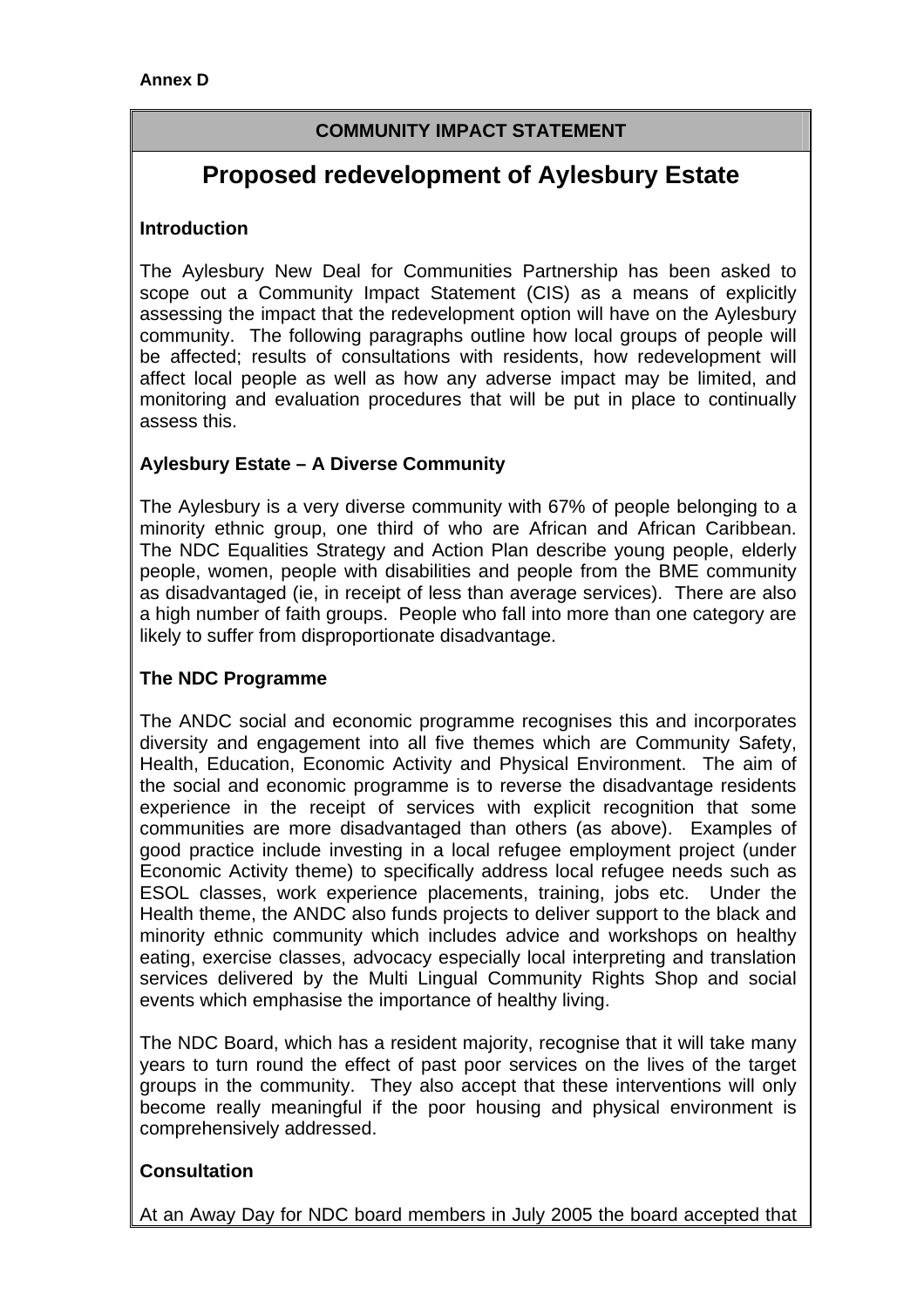**Annex D**

**COMMUNITY IMPACT STATEMENT**

# Proposed redevelopment of Aylesbury Estate

## Introduction

The Aylesbury New Deal for Communities Partnership has been asked to scope out a Community Impact Statement (CIS) as a means of explicitly assessing the impact that the redevelopment option will have on the Aylesbury community. The following paragraphs outline how local groups of people will be affected; results of consultations with residents, how redevelopment will affect local people as well as how any adverse impact may be limited, and monitoring and evaluation procedures that will be put in place to continually assess this.

## Aylesbury Estate – A Diverse Community

The Aylesbury is a very diverse community with 67% of people belonging to a minority ethnic group, one third of who are African and African Caribbean. The NDC Equalities Strategy and Action Plan describe young people, elderly people, women, people with disabilities and people from the BME community as disadvantaged (ie, in receipt of less than average services). There are also a high number of faith groups. People who fall into more than one category are likely to suffer from disproportionate disadvantage.

## The NDC Programme

The ANDC social and economic programme recognises this and incorporates diversity and engagement into all five themes which are Community Safety, Health, Education, Economic Activity and Physical Environment. The aim of the social and economic programme is to reverse the disadvantage residents experience in the receipt of services with explicit recognition that some communities are more disadvantaged than others (as above). Examples of good practice include investing in a local refugee employment project (under Economic Activity theme) to specifically address local refugee needs such as ESOL classes, work experience placements, training, jobs etc. Under the Health theme, the ANDC also funds projects to deliver support to the black and minority ethnic community which includes advice and workshops on healthy eating, exercise classes, advocacy especially local interpreting and translation services delivered by the Multi Lingual Community Rights Shop and social events which emphasise the importance of healthy living.

The NDC Board, which has a resident majority, recognise that it will take many years to turn round the effect of past poor services on the lives of the target groups in the community. They also accept that these interventions will only become really meaningful if the poor housing and physical environment is comprehensively addressed.

## Consultation

At an Away Day for NDC board members in July 2005 the board accepted that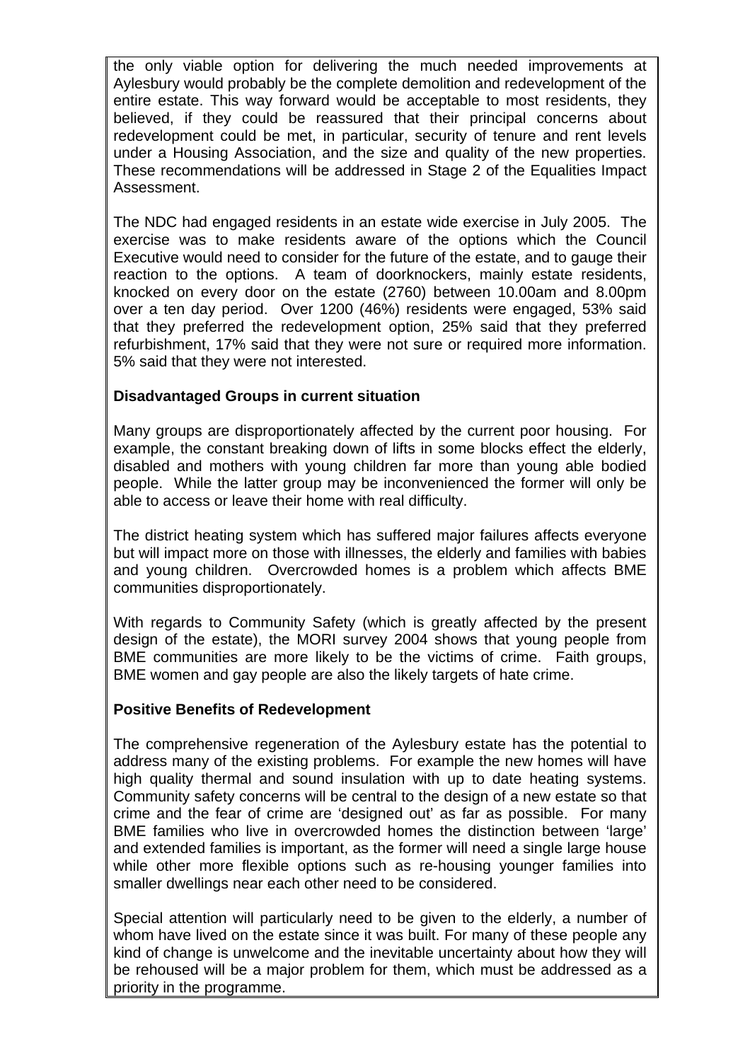the only viable option for delivering the much needed improvements at Aylesbury would probably be the complete demolition and redevelopment of the entire estate. This way forward would be acceptable to most residents, they believed, if they could be reassured that their principal concerns about redevelopment could be met, in particular, security of tenure and rent levels under a Housing Association, and the size and quality of the new properties. These recommendations will be addressed in Stage 2 of the Equalities Impact Assessment.

The NDC had engaged residents in an estate wide exercise in July 2005. The exercise was to make residents aware of the options which the Council Executive would need to consider for the future of the estate, and to gauge their reaction to the options. A team of doorknockers, mainly estate residents, knocked on every door on the estate (2760) between 10.00am and 8.00pm over a ten day period. Over 1200 (46%) residents were engaged, 53% said that they preferred the redevelopment option, 25% said that they preferred refurbishment, 17% said that they were not sure or required more information. 5% said that they were not interested.

**Disadvantaged Groups in current situation**

Many groups are disproportionately affected by the current poor housing. For example, the constant breaking down of lifts in some blocks effect the elderly, disabled and mothers with young children far more than young able bodied people. While the latter group may be inconvenienced the former will only be able to access or leave their home with real difficulty.

The district heating system which has suffered major failures affects everyone but will impact more on those with illnesses, the elderly and families with babies and young children. Overcrowded homes is a problem which affects BME communities disproportionately.

With regards to Community Safety (which is greatly affected by the present design of the estate), the MORI survey 2004 shows that young people from BME communities are more likely to be the victims of crime. Faith groups, BME women and gay people are also the likely targets of hate crime.

**Positive Benefits of Redevelopment**

The comprehensive regeneration of the Aylesbury estate has the potential to address many of the existing problems. For example the new homes will have high quality thermal and sound insulation with up to date heating systems. Community safety concerns will be central to the design of a new estate so that crime and the fear of crime are 'designed out' as far as possible. For many BME families who live in overcrowded homes the distinction between 'large' and extended families is important, as the former will need a single large house while other more flexible options such as re-housing younger families into smaller dwellings near each other need to be considered.

Special attention will particularly need to be given to the elderly, a number of whom have lived on the estate since it was built. For many of these people any kind of change is unwelcome and the inevitable uncertainty about how they will be rehoused will be a major problem for them, which must be addressed as a priority in the programme.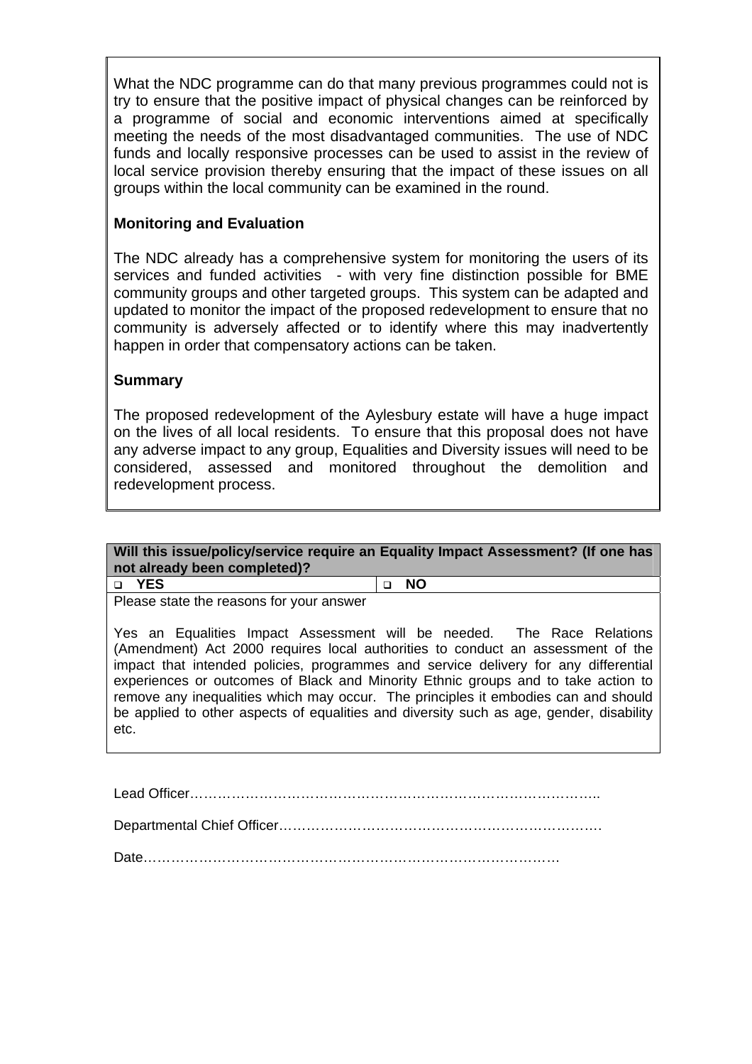What the NDC programme can do that many previous programmes could not is try to ensure that the positive impact of physical changes can be reinforced by a programme of social and economic interventions aimed at specifically meeting the needs of the most disadvantaged communities. The use of NDC funds and locally responsive processes can be used to assist in the review of local service provision thereby ensuring that the impact of these issues on all groups within the local community can be examined in the round.

**Monitoring and Evaluation**

The NDC already has a comprehensive system for monitoring the users of its services and funded activities - with very fine distinction possible for BME community groups and other targeted groups. This system can be adapted and updated to monitor the impact of the proposed redevelopment to ensure that no community is adversely affected or to identify where this may inadvertently happen in order that compensatory actions can be taken.

**Summary**

The proposed redevelopment of the Aylesbury estate will have a huge impact on the lives of all local residents. To ensure that this proposal does not have any adverse impact to any group, Equalities and Diversity issues will need to be considered, assessed and monitored throughout the demolition and redevelopment process.

| **Will this issue/policy/service require an Equality Impact Assessment? (If one has not already been completed)?** | |
|---|---|
| ❑ **YES** | ❑ **NO** |
| Please state the reasons for your answer<br><br>Yes an Equalities Impact Assessment will be needed. The Race Relations (Amendment) Act 2000 requires local authorities to conduct an assessment of the impact that intended policies, programmes and service delivery for any differential experiences or outcomes of Black and Minority Ethnic groups and to take action to remove any inequalities which may occur. The principles it embodies can and should be applied to other aspects of equalities and diversity such as age, gender, disability etc. | |

Lead Officer……………………………………………………………………………..

Departmental Chief Officer…………………………………………………………….

Date……………………………………………………………………………